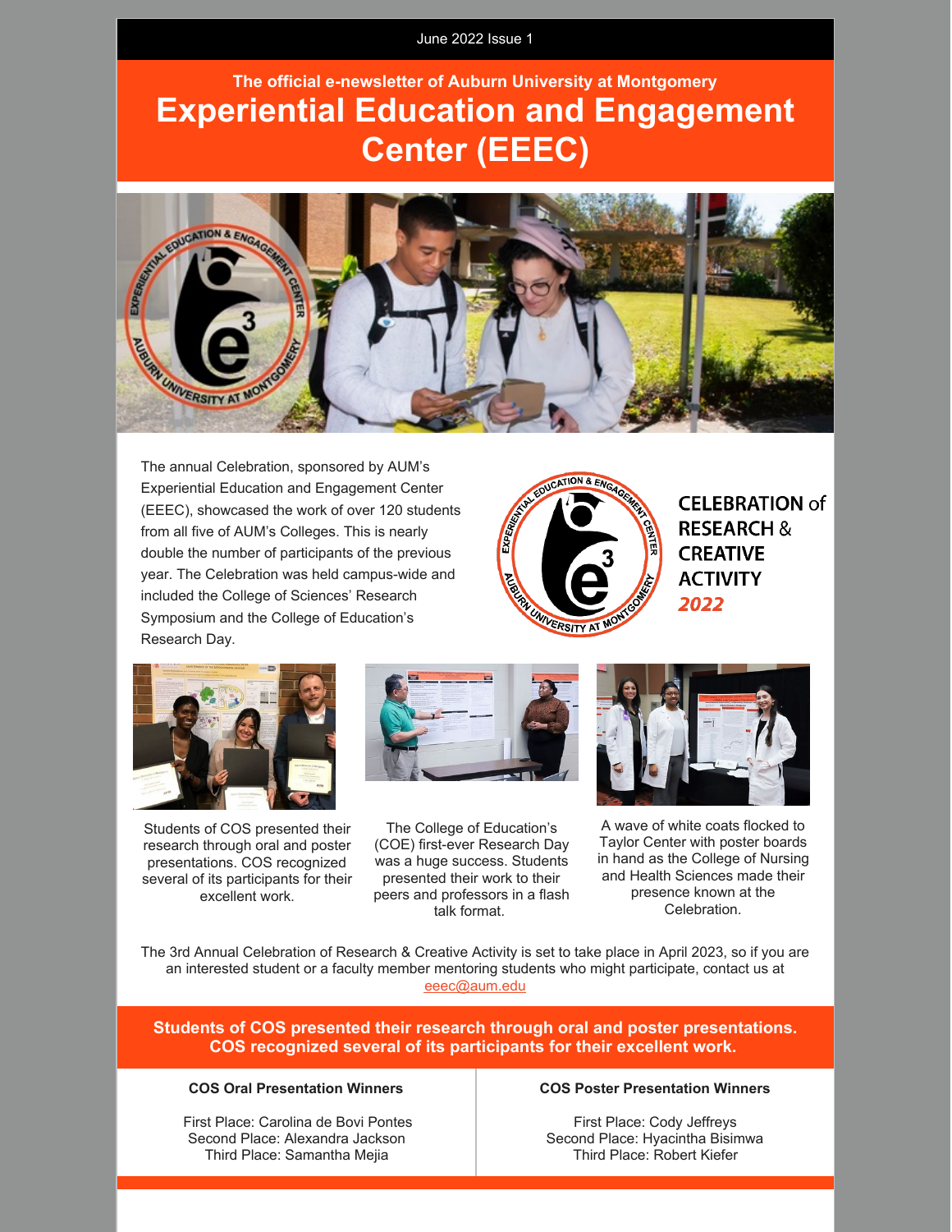June 2022 Issue 1

**The official e-newsletter of Auburn University at Montgomery**

# Experiential Education and Engagement Center (EEEC)

The annual Celebration, sponsored by AUM's Experiential Education and Engagement Center (EEEC), showcased the work of over 120 students from all five of AUM's Colleges. This is nearly double the number of participants of the previous year. The Celebration was held campus-wide and included the College of Sciences' Research Symposium and the College of Education's Research Day.

**CELEBRATION of RESEARCH & CREATIVE ACTIVITY *2022***

Students of COS presented their research through oral and poster presentations. COS recognized several of its participants for their excellent work.

The College of Education's (COE) first-ever Research Day was a huge success. Students presented their work to their peers and professors in a flash talk format.

A wave of white coats flocked to Taylor Center with poster boards in hand as the College of Nursing and Health Sciences made their presence known at the Celebration.

The 3rd Annual Celebration of Research & Creative Activity is set to take place in April 2023, so if you are an interested student or a faculty member mentoring students who might participate, contact us at eeec@aum.edu

## Students of COS presented their research through oral and poster presentations. COS recognized several of its participants for their excellent work.

**COS Oral Presentation Winners**

First Place: Carolina de Bovi Pontes
Second Place: Alexandra Jackson
Third Place: Samantha Mejia

**COS Poster Presentation Winners**

First Place: Cody Jeffreys
Second Place: Hyacintha Bisimwa
Third Place: Robert Kiefer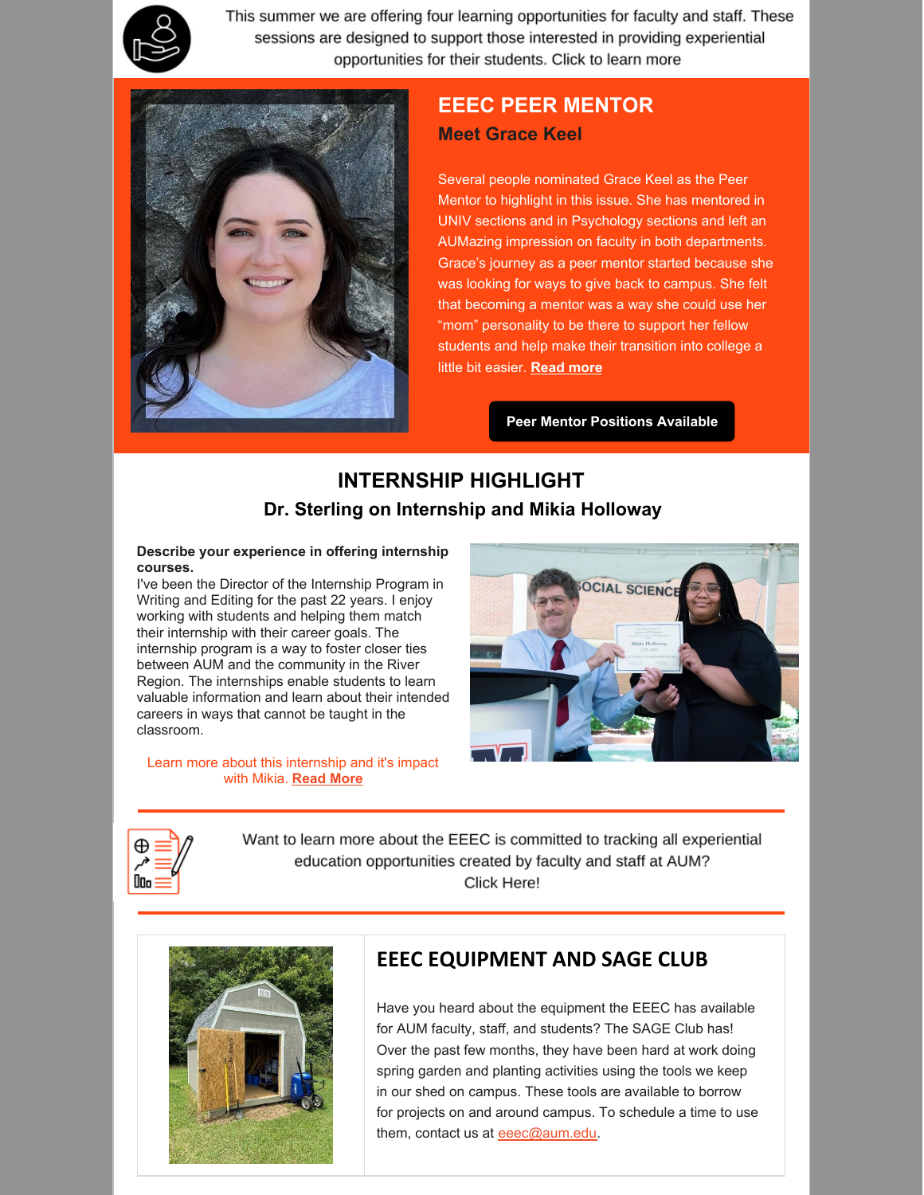This summer we are offering four learning opportunities for faculty and staff. These sessions are designed to support those interested in providing experiential opportunities for their students. Click to learn more

## EEEC PEER MENTOR

### Meet Grace Keel

Several people nominated Grace Keel as the Peer Mentor to highlight in this issue. She has mentored in UNIV sections and in Psychology sections and left an AUMazing impression on faculty in both departments. Grace's journey as a peer mentor started because she was looking for ways to give back to campus. She felt that becoming a mentor was a way she could use her "mom" personality to be there to support her fellow students and help make their transition into college a little bit easier. **Read more**

**Peer Mentor Positions Available**

## INTERNSHIP HIGHLIGHT

### Dr. Sterling on Internship and Mikia Holloway

**Describe your experience in offering internship courses.**

I've been the Director of the Internship Program in Writing and Editing for the past 22 years. I enjoy working with students and helping them match their internship with their career goals. The internship program is a way to foster closer ties between AUM and the community in the River Region. The internships enable students to learn valuable information and learn about their intended careers in ways that cannot be taught in the classroom.

Learn more about this internship and it's impact with Mikia. **Read More**

Want to learn more about the EEEC is committed to tracking all experiential education opportunities created by faculty and staff at AUM? Click Here!

## EEEC EQUIPMENT AND SAGE CLUB

Have you heard about the equipment the EEEC has available for AUM faculty, staff, and students? The SAGE Club has! Over the past few months, they have been hard at work doing spring garden and planting activities using the tools we keep in our shed on campus. These tools are available to borrow for projects on and around campus. To schedule a time to use them, contact us at eeec@aum.edu.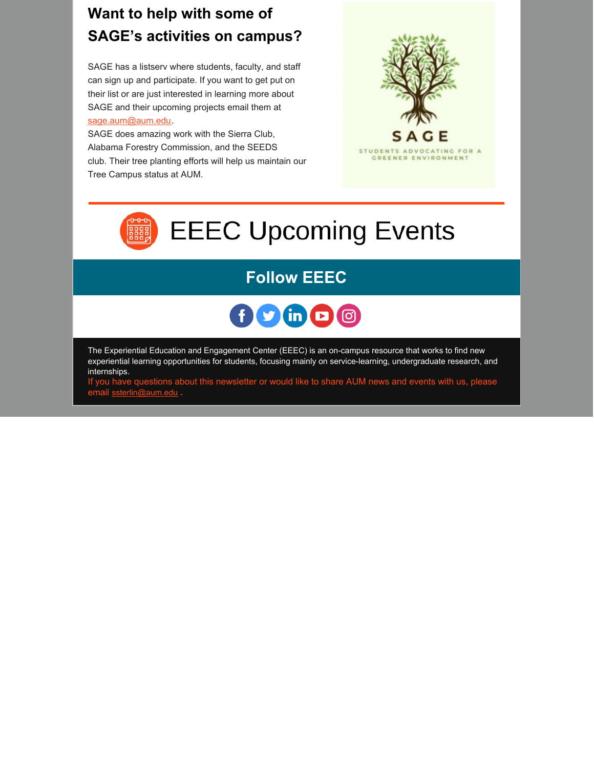## Want to help with some of SAGE's activities on campus?

SAGE has a listserv where students, faculty, and staff can sign up and participate. If you want to get put on their list or are just interested in learning more about SAGE and their upcoming projects email them at sage.aum@aum.edu.

SAGE does amazing work with the Sierra Club, Alabama Forestry Commission, and the SEEDS club. Their tree planting efforts will help us maintain our Tree Campus status at AUM.

# EEEC Upcoming Events

## Follow EEEC

The Experiential Education and Engagement Center (EEEC) is an on-campus resource that works to find new experiential learning opportunities for students, focusing mainly on service-learning, undergraduate research, and internships.

If you have questions about this newsletter or would like to share AUM news and events with us, please email ssterlin@aum.edu .